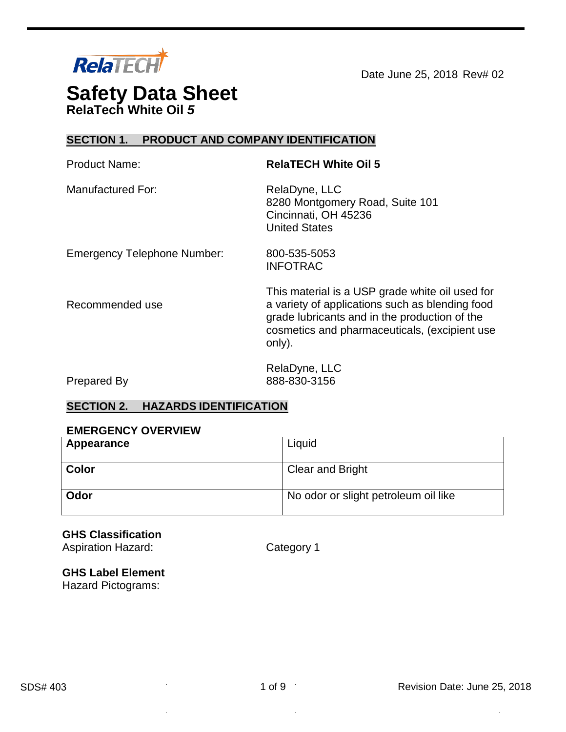Date June 25, 2018 Rev# 02

# Safety Data Sheet

**RelaTech White Oil *5***

## SECTION 1. PRODUCT AND COMPANY IDENTIFICATION

Product Name: **RelaTECH White Oil 5**

Manufactured For: RelaDyne, LLC
8280 Montgomery Road, Suite 101
Cincinnati, OH 45236
United States

Emergency Telephone Number: 800-535-5053
INFOTRAC

Recommended use: This material is a USP grade white oil used for a variety of applications such as blending food grade lubricants and in the production of the cosmetics and pharmaceuticals, (excipient use only).

Prepared By: RelaDyne, LLC
888-830-3156

## SECTION 2. HAZARDS IDENTIFICATION

### EMERGENCY OVERVIEW

| **Appearance** | Liquid |
|---|---|
| **Color** | Clear and Bright |
| **Odor** | No odor or slight petroleum oil like |

**GHS Classification**
Aspiration Hazard: Category 1

**GHS Label Element**
Hazard Pictograms: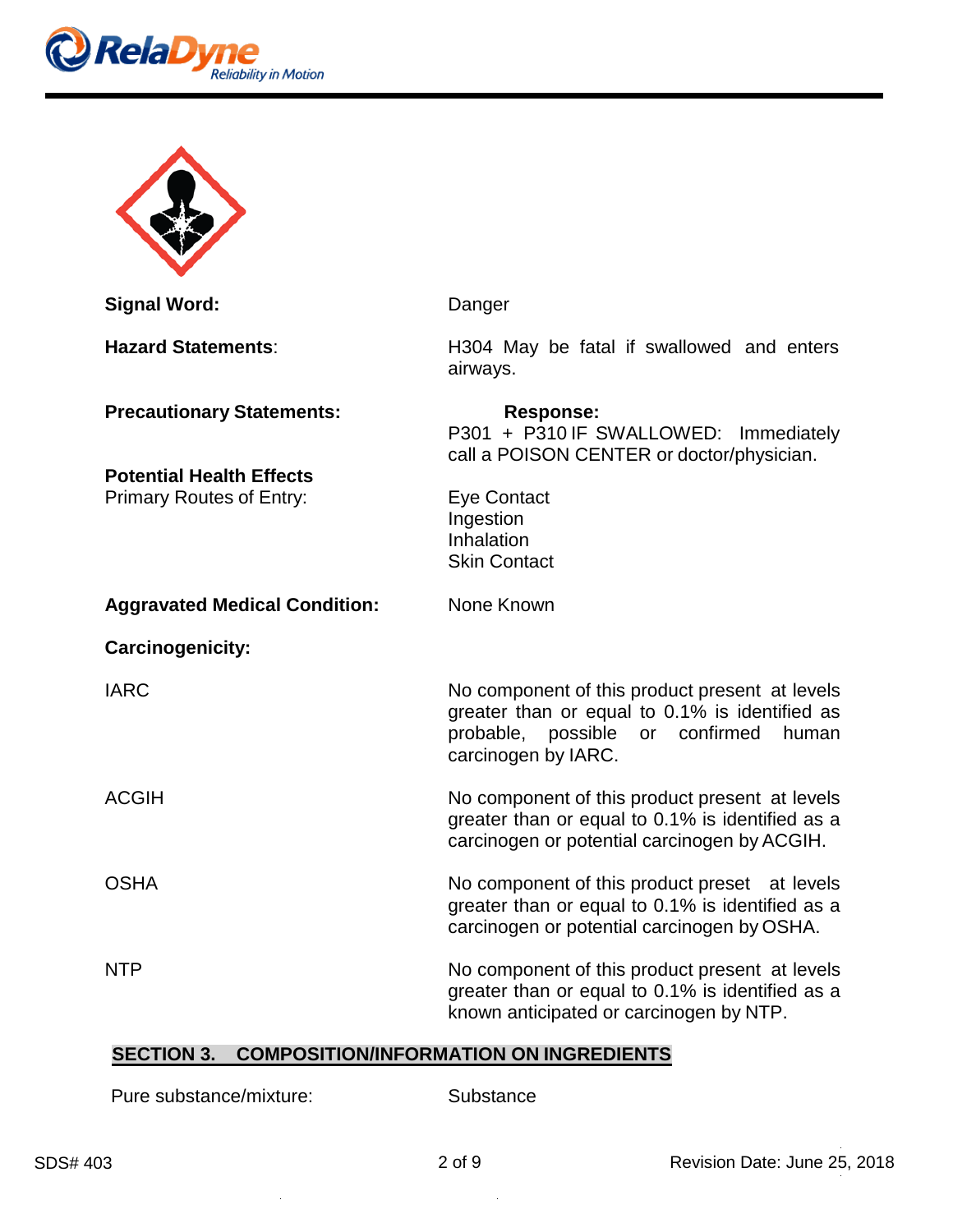**Signal Word:** Danger

**Hazard Statements**: H304 May be fatal if swallowed and enters airways.

**Precautionary Statements:**

**Response:**
P301 + P310 IF SWALLOWED: Immediately call a POISON CENTER or doctor/physician.

**Potential Health Effects**

Primary Routes of Entry:

- Eye Contact
- Ingestion
- Inhalation
- Skin Contact

**Aggravated Medical Condition:** None Known

**Carcinogenicity:**

| | |
|---|---|
| IARC | No component of this product present at levels greater than or equal to 0.1% is identified as probable, possible or confirmed human carcinogen by IARC. |
| ACGIH | No component of this product present at levels greater than or equal to 0.1% is identified as a carcinogen or potential carcinogen by ACGIH. |
| OSHA | No component of this product preset at levels greater than or equal to 0.1% is identified as a carcinogen or potential carcinogen by OSHA. |
| NTP | No component of this product present at levels greater than or equal to 0.1% is identified as a known anticipated or carcinogen by NTP. |

## SECTION 3. COMPOSITION/INFORMATION ON INGREDIENTS

Pure substance/mixture: Substance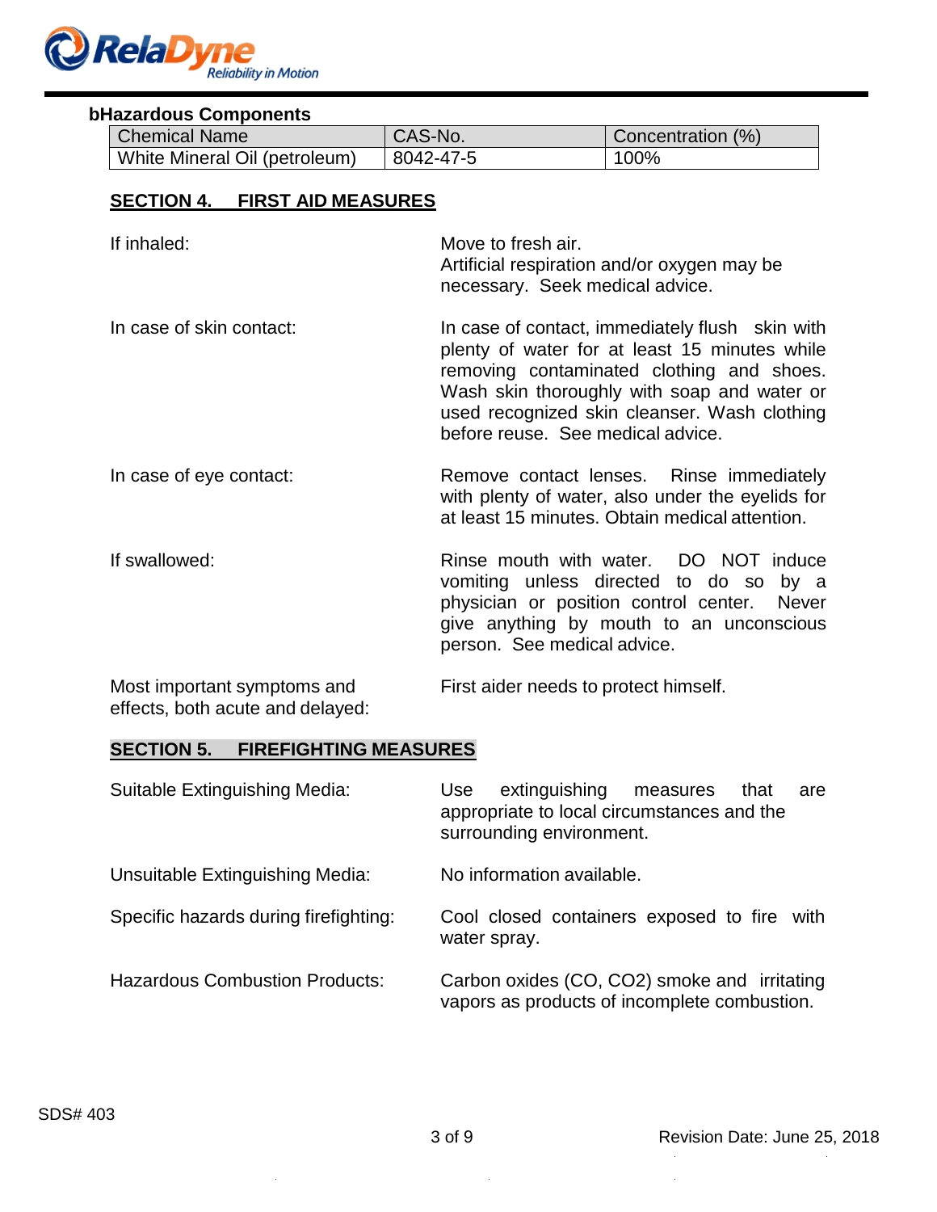**bHazardous Components**

| Chemical Name | CAS-No. | Concentration (%) |
| --- | --- | --- |
| White Mineral Oil (petroleum) | 8042-47-5 | 100% |

## SECTION 4. FIRST AID MEASURES

| | |
| --- | --- |
| If inhaled: | Move to fresh air. Artificial respiration and/or oxygen may be necessary. Seek medical advice. |
| In case of skin contact: | In case of contact, immediately flush skin with plenty of water for at least 15 minutes while removing contaminated clothing and shoes. Wash skin thoroughly with soap and water or used recognized skin cleanser. Wash clothing before reuse. See medical advice. |
| In case of eye contact: | Remove contact lenses. Rinse immediately with plenty of water, also under the eyelids for at least 15 minutes. Obtain medical attention. |
| If swallowed: | Rinse mouth with water. DO NOT induce vomiting unless directed to do so by a physician or position control center. Never give anything by mouth to an unconscious person. See medical advice. |
| Most important symptoms and effects, both acute and delayed: | First aider needs to protect himself. |

## SECTION 5. FIREFIGHTING MEASURES

| | |
| --- | --- |
| Suitable Extinguishing Media: | Use extinguishing measures that are appropriate to local circumstances and the surrounding environment. |
| Unsuitable Extinguishing Media: | No information available. |
| Specific hazards during firefighting: | Cool closed containers exposed to fire with water spray. |
| Hazardous Combustion Products: | Carbon oxides (CO, $CO_2$) smoke and irritating vapors as products of incomplete combustion. |

SDS# 403

Revision Date: June 25, 2018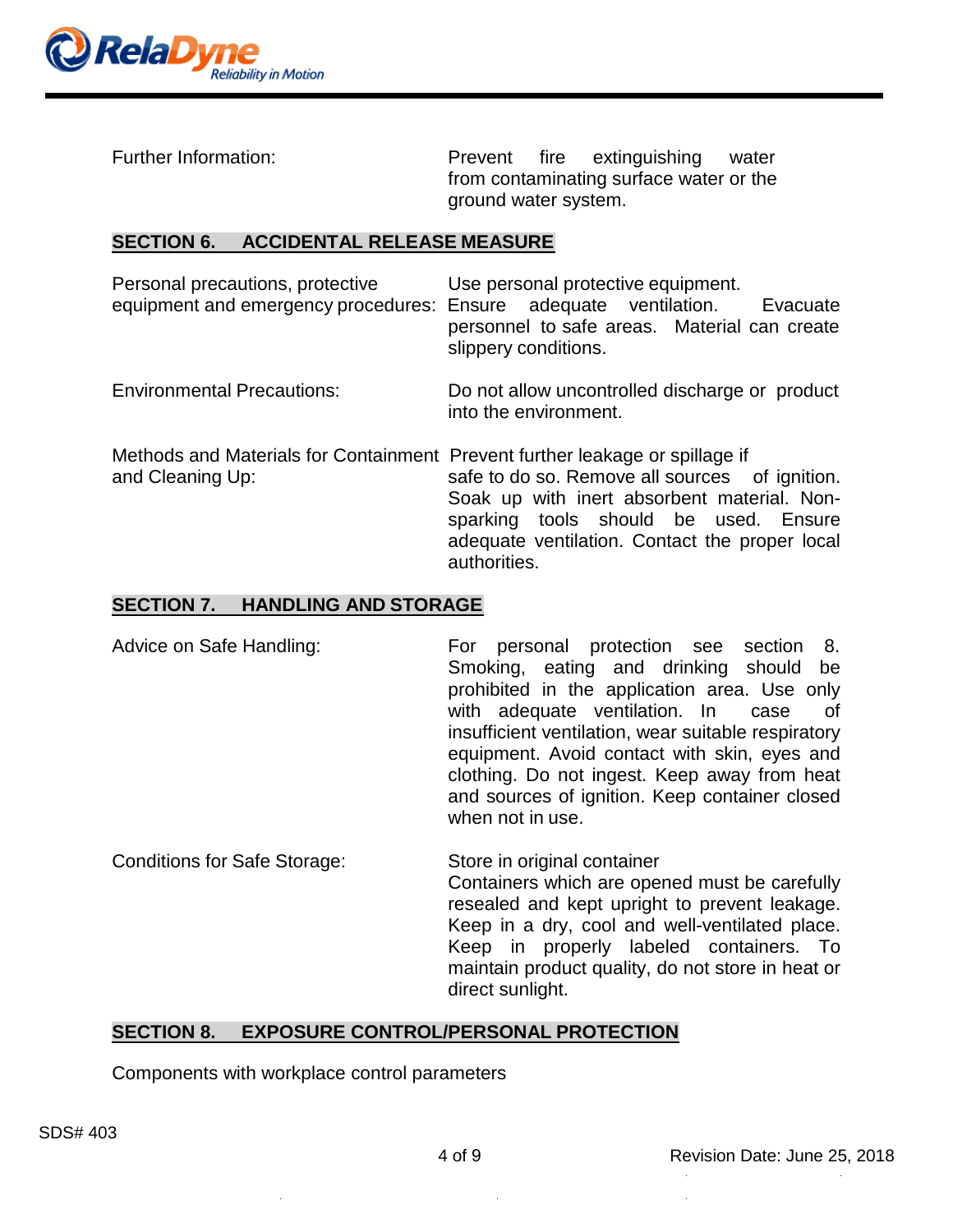Further Information: Prevent fire extinguishing water from contaminating surface water or the ground water system.

## SECTION 6. ACCIDENTAL RELEASE MEASURE

Personal precautions, protective equipment and emergency procedures: Use personal protective equipment. Ensure adequate ventilation. Evacuate personnel to safe areas. Material can create slippery conditions.

Environmental Precautions: Do not allow uncontrolled discharge or product into the environment.

Methods and Materials for Containment and Cleaning Up: Prevent further leakage or spillage if safe to do so. Remove all sources of ignition. Soak up with inert absorbent material. Non-sparking tools should be used. Ensure adequate ventilation. Contact the proper local authorities.

## SECTION 7. HANDLING AND STORAGE

Advice on Safe Handling: For personal protection see section 8. Smoking, eating and drinking should be prohibited in the application area. Use only with adequate ventilation. In case of insufficient ventilation, wear suitable respiratory equipment. Avoid contact with skin, eyes and clothing. Do not ingest. Keep away from heat and sources of ignition. Keep container closed when not in use.

Conditions for Safe Storage: Store in original container
Containers which are opened must be carefully resealed and kept upright to prevent leakage. Keep in a dry, cool and well-ventilated place. Keep in properly labeled containers. To maintain product quality, do not store in heat or direct sunlight.

## SECTION 8. EXPOSURE CONTROL/PERSONAL PROTECTION

Components with workplace control parameters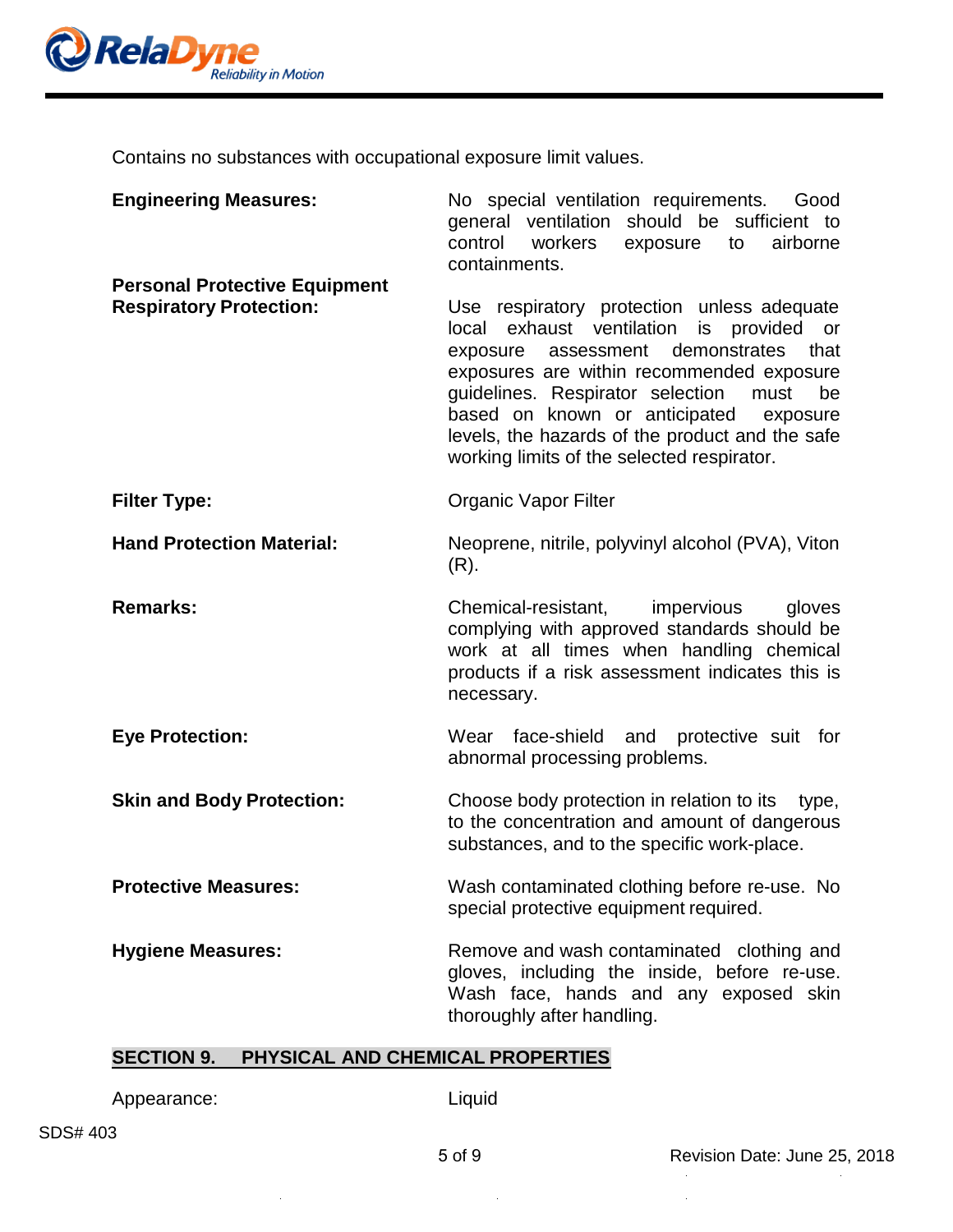Contains no substances with occupational exposure limit values.

| | |
|---|---|
| **Engineering Measures:** | No special ventilation requirements. Good general ventilation should be sufficient to control workers exposure to airborne containments. |
| **Personal Protective Equipment Respiratory Protection:** | Use respiratory protection unless adequate local exhaust ventilation is provided or exposure assessment demonstrates that exposures are within recommended exposure guidelines. Respirator selection must be based on known or anticipated exposure levels, the hazards of the product and the safe working limits of the selected respirator. |
| **Filter Type:** | Organic Vapor Filter |
| **Hand Protection Material:** | Neoprene, nitrile, polyvinyl alcohol (PVA), Viton (R). |
| **Remarks:** | Chemical-resistant, impervious gloves complying with approved standards should be work at all times when handling chemical products if a risk assessment indicates this is necessary. |
| **Eye Protection:** | Wear face-shield and protective suit for abnormal processing problems. |
| **Skin and Body Protection:** | Choose body protection in relation to its type, to the concentration and amount of dangerous substances, and to the specific work-place. |
| **Protective Measures:** | Wash contaminated clothing before re-use. No special protective equipment required. |
| **Hygiene Measures:** | Remove and wash contaminated clothing and gloves, including the inside, before re-use. Wash face, hands and any exposed skin thoroughly after handling. |

## SECTION 9. PHYSICAL AND CHEMICAL PROPERTIES

| | |
|---|---|
| Appearance: | Liquid |

SDS# 403

Revision Date: June 25, 2018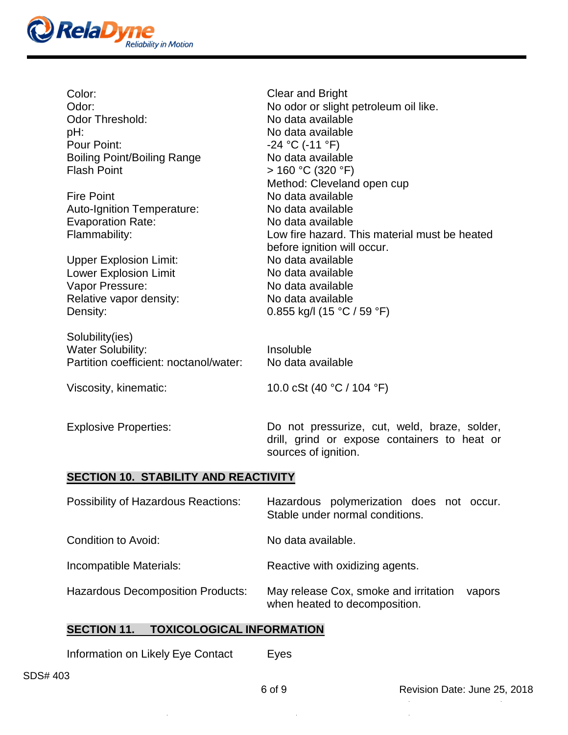| Property | Value |
|---|---|
| Color: | Clear and Bright |
| Odor: | No odor or slight petroleum oil like. |
| Odor Threshold: | No data available |
| pH: | No data available |
| Pour Point: | -24 °C (-11 °F) |
| Boiling Point/Boiling Range | No data available |
| Flash Point | > 160 °C (320 °F) Method: Cleveland open cup |
| Fire Point | No data available |
| Auto-Ignition Temperature: | No data available |
| Evaporation Rate: | No data available |
| Flammability: | Low fire hazard. This material must be heated before ignition will occur. |
| Upper Explosion Limit: | No data available |
| Lower Explosion Limit | No data available |
| Vapor Pressure: | No data available |
| Relative vapor density: | No data available |
| Density: | 0.855 kg/l (15 °C / 59 °F) |
| Solubility(ies) | |
| Water Solubility: | Insoluble |
| Partition coefficient: noctanol/water: | No data available |
| Viscosity, kinematic: | 10.0 cSt (40 °C / 104 °F) |
| Explosive Properties: | Do not pressurize, cut, weld, braze, solder, drill, grind or expose containers to heat or sources of ignition. |

## SECTION 10. STABILITY AND REACTIVITY

| Property | Value |
|---|---|
| Possibility of Hazardous Reactions: | Hazardous polymerization does not occur. Stable under normal conditions. |
| Condition to Avoid: | No data available. |
| Incompatible Materials: | Reactive with oxidizing agents. |
| Hazardous Decomposition Products: | May release Cox, smoke and irritation vapors when heated to decomposition. |

## SECTION 11. TOXICOLOGICAL INFORMATION

| Property | Value |
|---|---|
| Information on Likely Eye Contact | Eyes |

SDS# 403

Revision Date: June 25, 2018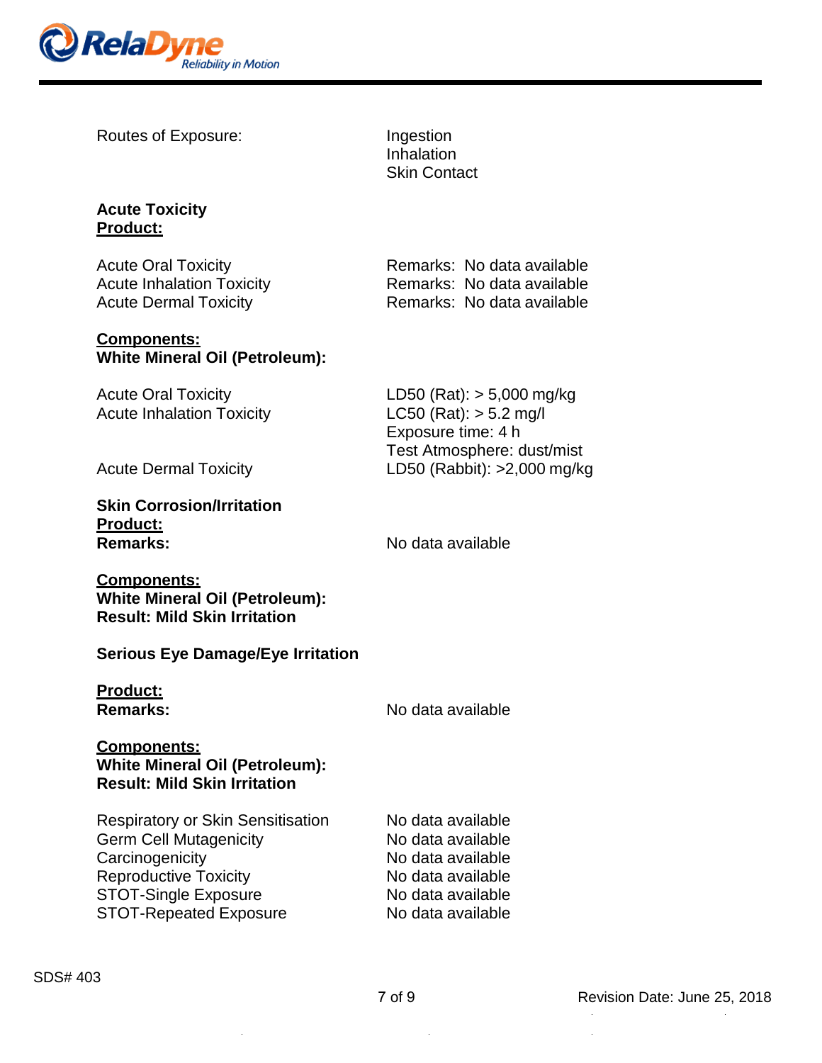Routes of Exposure: Ingestion
Inhalation
Skin Contact

**Acute Toxicity**
**Product:**

| | |
|---|---|
| Acute Oral Toxicity | Remarks: No data available |
| Acute Inhalation Toxicity | Remarks: No data available |
| Acute Dermal Toxicity | Remarks: No data available |

**Components:**
**White Mineral Oil (Petroleum):**

| | |
|---|---|
| Acute Oral Toxicity | LD50 (Rat): > 5,000 mg/kg |
| Acute Inhalation Toxicity | LC50 (Rat): > 5.2 mg/l<br>Exposure time: 4 h<br>Test Atmosphere: dust/mist |
| Acute Dermal Toxicity | LD50 (Rabbit): >2,000 mg/kg |

**Skin Corrosion/Irritation**
**Product:**
**Remarks:** No data available

**Components:**
**White Mineral Oil (Petroleum):**
**Result: Mild Skin Irritation**

**Serious Eye Damage/Eye Irritation**

**Product:**
**Remarks:** No data available

**Components:**
**White Mineral Oil (Petroleum):**
**Result: Mild Skin Irritation**

| | |
|---|---|
| Respiratory or Skin Sensitisation | No data available |
| Germ Cell Mutagenicity | No data available |
| Carcinogenicity | No data available |
| Reproductive Toxicity | No data available |
| STOT-Single Exposure | No data available |
| STOT-Repeated Exposure | No data available |

SDS# 403

Revision Date: June 25, 2018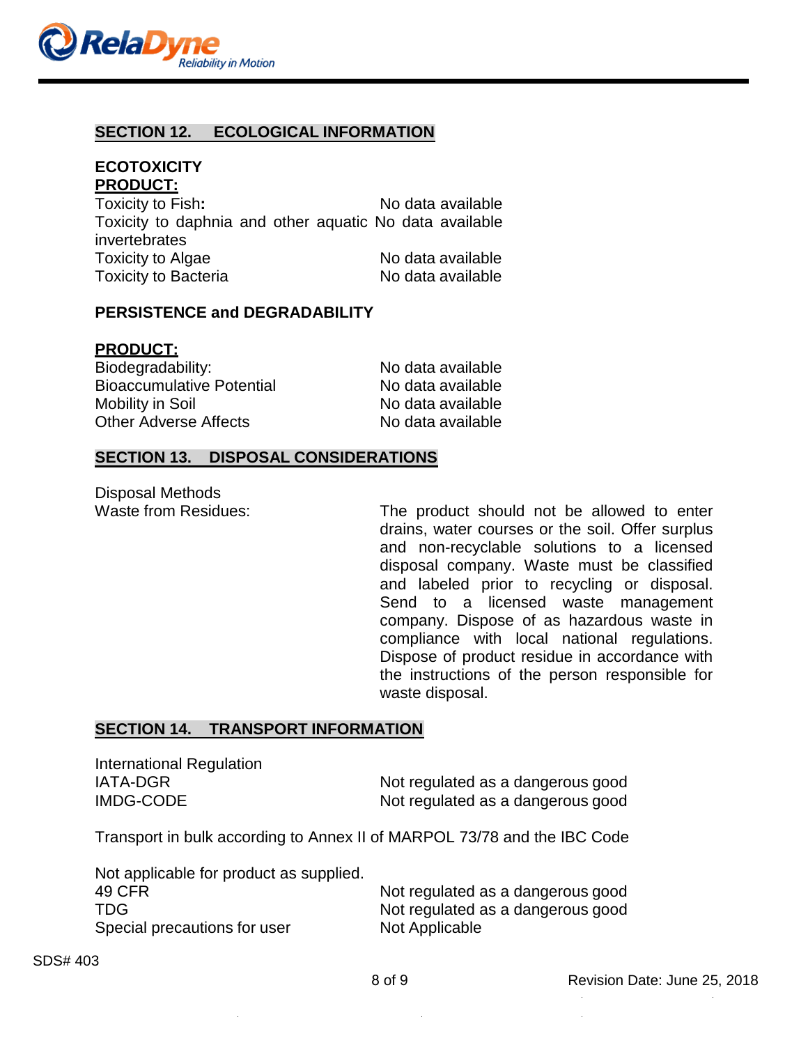## SECTION 12. ECOLOGICAL INFORMATION

**ECOTOXICITY**
**PRODUCT:**

| | |
|---|---|
| Toxicity to Fish: | No data available |
| Toxicity to daphnia and other aquatic invertebrates | No data available |
| Toxicity to Algae | No data available |
| Toxicity to Bacteria | No data available |

**PERSISTENCE and DEGRADABILITY**

**PRODUCT:**

| | |
|---|---|
| Biodegradability: | No data available |
| Bioaccumulative Potential | No data available |
| Mobility in Soil | No data available |
| Other Adverse Affects | No data available |

## SECTION 13. DISPOSAL CONSIDERATIONS

Disposal Methods

| | |
|---|---|
| Waste from Residues: | The product should not be allowed to enter drains, water courses or the soil. Offer surplus and non-recyclable solutions to a licensed disposal company. Waste must be classified and labeled prior to recycling or disposal. Send to a licensed waste management company. Dispose of as hazardous waste in compliance with local national regulations. Dispose of product residue in accordance with the instructions of the person responsible for waste disposal. |

## SECTION 14. TRANSPORT INFORMATION

International Regulation

| | |
|---|---|
| IATA-DGR | Not regulated as a dangerous good |
| IMDG-CODE | Not regulated as a dangerous good |

Transport in bulk according to Annex II of MARPOL 73/78 and the IBC Code

Not applicable for product as supplied.

| | |
|---|---|
| 49 CFR | Not regulated as a dangerous good |
| TDG | Not regulated as a dangerous good |
| Special precautions for user | Not Applicable |

SDS# 403

Revision Date: June 25, 2018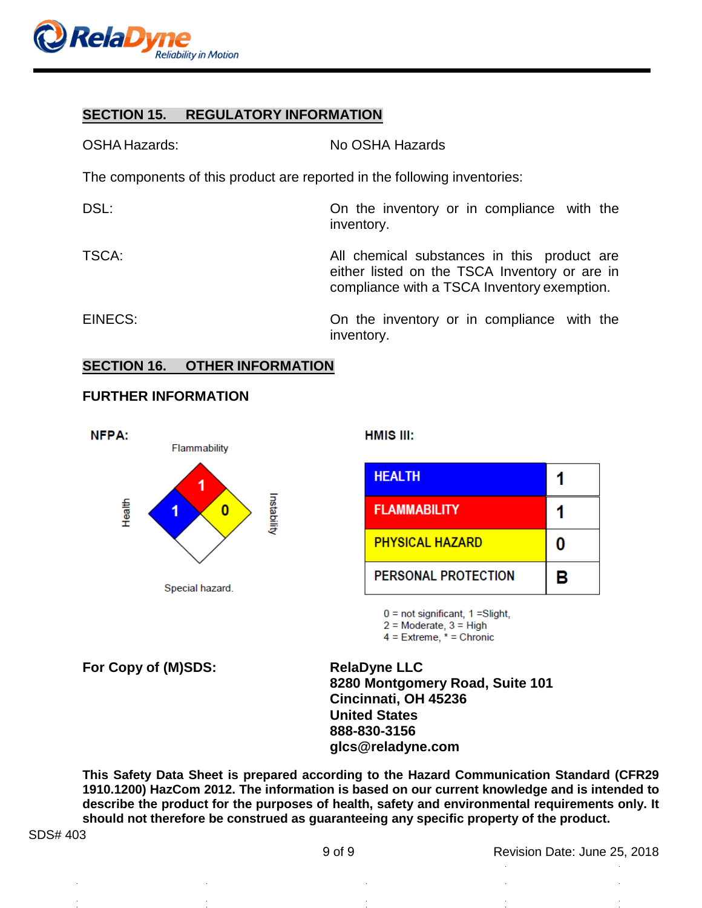## SECTION 15. REGULATORY INFORMATION

OSHA Hazards: No OSHA Hazards

The components of this product are reported in the following inventories:

| | |
|---|---|
| DSL: | On the inventory or in compliance with the inventory. |
| TSCA: | All chemical substances in this product are either listed on the TSCA Inventory or are in compliance with a TSCA Inventory exemption. |
| EINECS: | On the inventory or in compliance with the inventory. |

## SECTION 16. OTHER INFORMATION

### FURTHER INFORMATION

**NFPA:**

Flammability
1
Health
1
Instability
0
Special hazard.

**HMIS III:**

| | |
|---|---|
| HEALTH | 1 |
| FLAMMABILITY | 1 |
| PHYSICAL HAZARD | 0 |
| PERSONAL PROTECTION | B |

0 = not significant, 1 =Slight,
2 = Moderate, 3 = High
4 = Extreme, * = Chronic

**For Copy of (M)SDS:**

**RelaDyne LLC**
**8280 Montgomery Road, Suite 101**
**Cincinnati, OH 45236**
**United States**
**888-830-3156**
**glcs@reladyne.com**

**This Safety Data Sheet is prepared according to the Hazard Communication Standard (CFR29 1910.1200) HazCom 2012. The information is based on our current knowledge and is intended to describe the product for the purposes of health, safety and environmental requirements only. It should not therefore be construed as guaranteeing any specific property of the product.**

SDS# 403

Revision Date: June 25, 2018